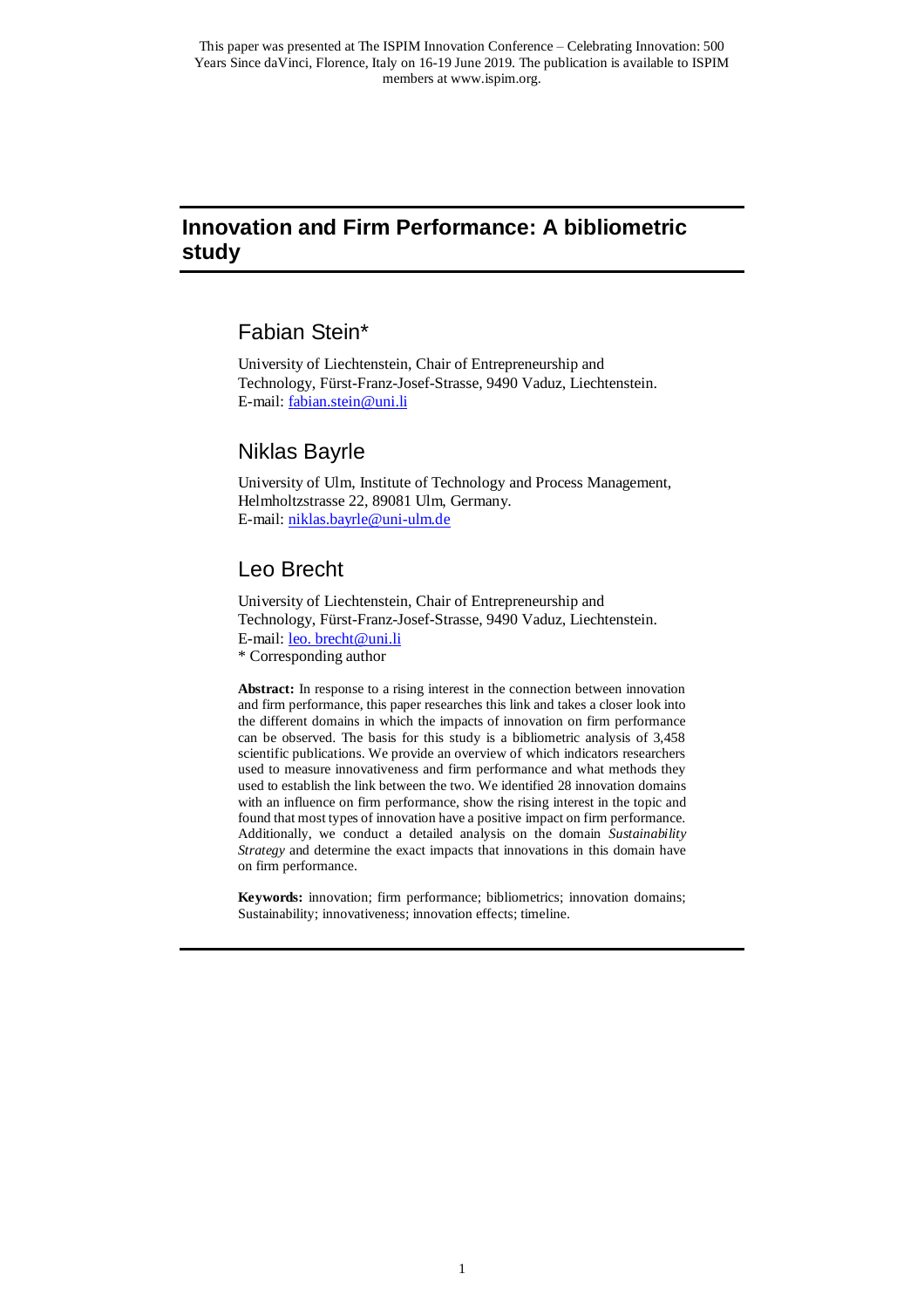This paper was presented at The ISPIM Innovation Conference – Celebrating Innovation: 500 Years Since daVinci, Florence, Italy on 16-19 June 2019. The publication is available to ISPIM members at www.ispim.org.

# Innovation and Firm Performance: A bibliometric study

## Fabian Stein*

University of Liechtenstein, Chair of Entrepreneurship and Technology, Fürst-Franz-Josef-Strasse, 9490 Vaduz, Liechtenstein.
E-mail: fabian.stein@uni.li

## Niklas Bayrle

University of Ulm, Institute of Technology and Process Management, Helmholtzstrasse 22, 89081 Ulm, Germany.
E-mail: niklas.bayrle@uni-ulm.de

## Leo Brecht

University of Liechtenstein, Chair of Entrepreneurship and Technology, Fürst-Franz-Josef-Strasse, 9490 Vaduz, Liechtenstein.
E-mail: leo. brecht@uni.li
* Corresponding author

**Abstract:** In response to a rising interest in the connection between innovation and firm performance, this paper researches this link and takes a closer look into the different domains in which the impacts of innovation on firm performance can be observed. The basis for this study is a bibliometric analysis of 3,458 scientific publications. We provide an overview of which indicators researchers used to measure innovativeness and firm performance and what methods they used to establish the link between the two. We identified 28 innovation domains with an influence on firm performance, show the rising interest in the topic and found that most types of innovation have a positive impact on firm performance. Additionally, we conduct a detailed analysis on the domain *Sustainability Strategy* and determine the exact impacts that innovations in this domain have on firm performance.

**Keywords:** innovation; firm performance; bibliometrics; innovation domains; Sustainability; innovativeness; innovation effects; timeline.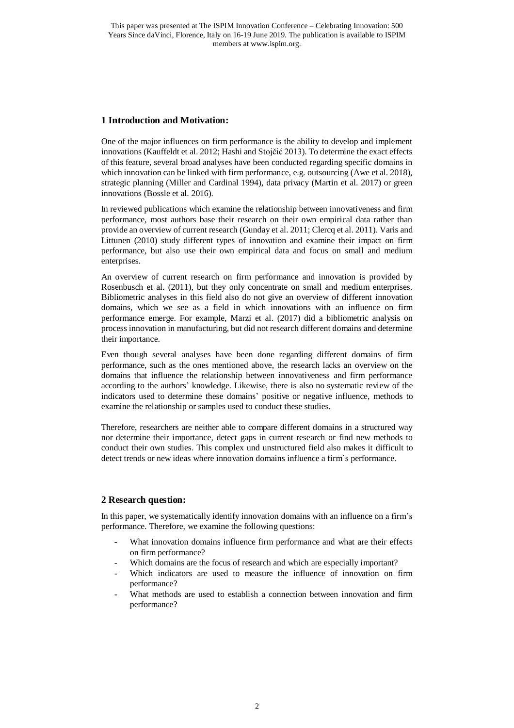## 1 Introduction and Motivation:

One of the major influences on firm performance is the ability to develop and implement innovations (Kauffeldt et al. 2012; Hashi and Stojčić 2013). To determine the exact effects of this feature, several broad analyses have been conducted regarding specific domains in which innovation can be linked with firm performance, e.g. outsourcing (Awe et al. 2018), strategic planning (Miller and Cardinal 1994), data privacy (Martin et al. 2017) or green innovations (Bossle et al. 2016).

In reviewed publications which examine the relationship between innovativeness and firm performance, most authors base their research on their own empirical data rather than provide an overview of current research (Gunday et al. 2011; Clercq et al. 2011). Varis and Littunen (2010) study different types of innovation and examine their impact on firm performance, but also use their own empirical data and focus on small and medium enterprises.

An overview of current research on firm performance and innovation is provided by Rosenbusch et al. (2011), but they only concentrate on small and medium enterprises. Bibliometric analyses in this field also do not give an overview of different innovation domains, which we see as a field in which innovations with an influence on firm performance emerge. For example, Marzi et al. (2017) did a bibliometric analysis on process innovation in manufacturing, but did not research different domains and determine their importance.

Even though several analyses have been done regarding different domains of firm performance, such as the ones mentioned above, the research lacks an overview on the domains that influence the relationship between innovativeness and firm performance according to the authors' knowledge. Likewise, there is also no systematic review of the indicators used to determine these domains' positive or negative influence, methods to examine the relationship or samples used to conduct these studies.

Therefore, researchers are neither able to compare different domains in a structured way nor determine their importance, detect gaps in current research or find new methods to conduct their own studies. This complex und unstructured field also makes it difficult to detect trends or new ideas where innovation domains influence a firm`s performance.

## 2 Research question:

In this paper, we systematically identify innovation domains with an influence on a firm's performance. Therefore, we examine the following questions:

- What innovation domains influence firm performance and what are their effects on firm performance?
- Which domains are the focus of research and which are especially important?
- Which indicators are used to measure the influence of innovation on firm performance?
- What methods are used to establish a connection between innovation and firm performance?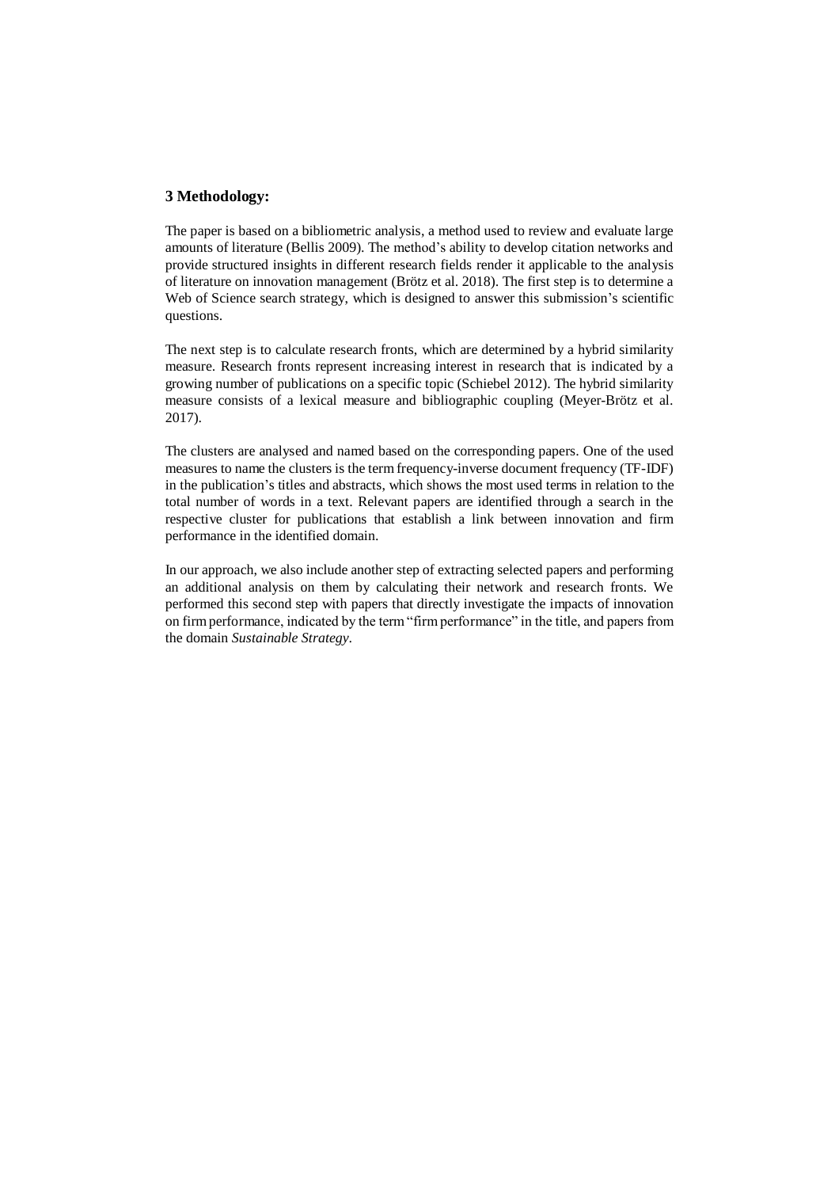## 3 Methodology:

The paper is based on a bibliometric analysis, a method used to review and evaluate large amounts of literature (Bellis 2009). The method's ability to develop citation networks and provide structured insights in different research fields render it applicable to the analysis of literature on innovation management (Brötz et al. 2018). The first step is to determine a Web of Science search strategy, which is designed to answer this submission's scientific questions.

The next step is to calculate research fronts, which are determined by a hybrid similarity measure. Research fronts represent increasing interest in research that is indicated by a growing number of publications on a specific topic (Schiebel 2012). The hybrid similarity measure consists of a lexical measure and bibliographic coupling (Meyer-Brötz et al. 2017).

The clusters are analysed and named based on the corresponding papers. One of the used measures to name the clusters is the term frequency-inverse document frequency (TF-IDF) in the publication's titles and abstracts, which shows the most used terms in relation to the total number of words in a text. Relevant papers are identified through a search in the respective cluster for publications that establish a link between innovation and firm performance in the identified domain.

In our approach, we also include another step of extracting selected papers and performing an additional analysis on them by calculating their network and research fronts. We performed this second step with papers that directly investigate the impacts of innovation on firm performance, indicated by the term "firm performance" in the title, and papers from the domain *Sustainable Strategy*.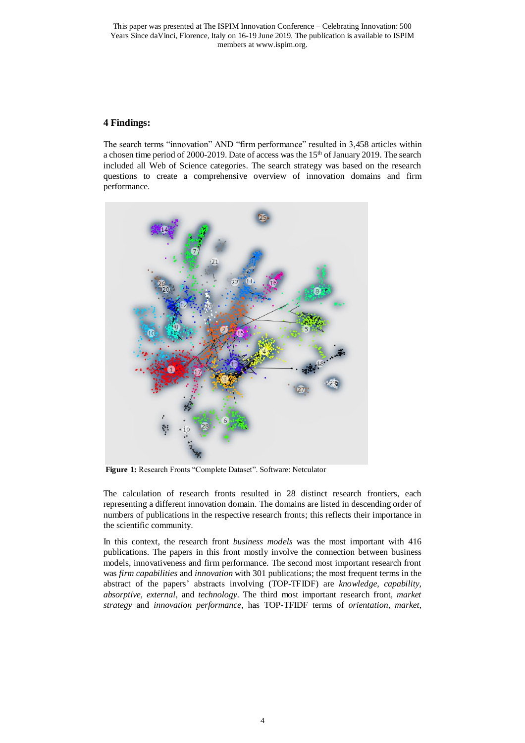## 4 Findings:

The search terms "innovation" AND "firm performance" resulted in 3,458 articles within a chosen time period of 2000-2019. Date of access was the 15th of January 2019. The search included all Web of Science categories. The search strategy was based on the research questions to create a comprehensive overview of innovation domains and firm performance.

**Figure 1:** Research Fronts "Complete Dataset". Software: Netculator

The calculation of research fronts resulted in 28 distinct research frontiers, each representing a different innovation domain. The domains are listed in descending order of numbers of publications in the respective research fronts; this reflects their importance in the scientific community.

In this context, the research front *business models* was the most important with 416 publications. The papers in this front mostly involve the connection between business models, innovativeness and firm performance. The second most important research front was *firm capabilities* and *innovation* with 301 publications; the most frequent terms in the abstract of the papers' abstracts involving (TOP-TFIDF) are *knowledge, capability, absorptive, external,* and *technology*. The third most important research front, *market strategy* and *innovation performance*, has TOP-TFIDF terms of *orientation, market,*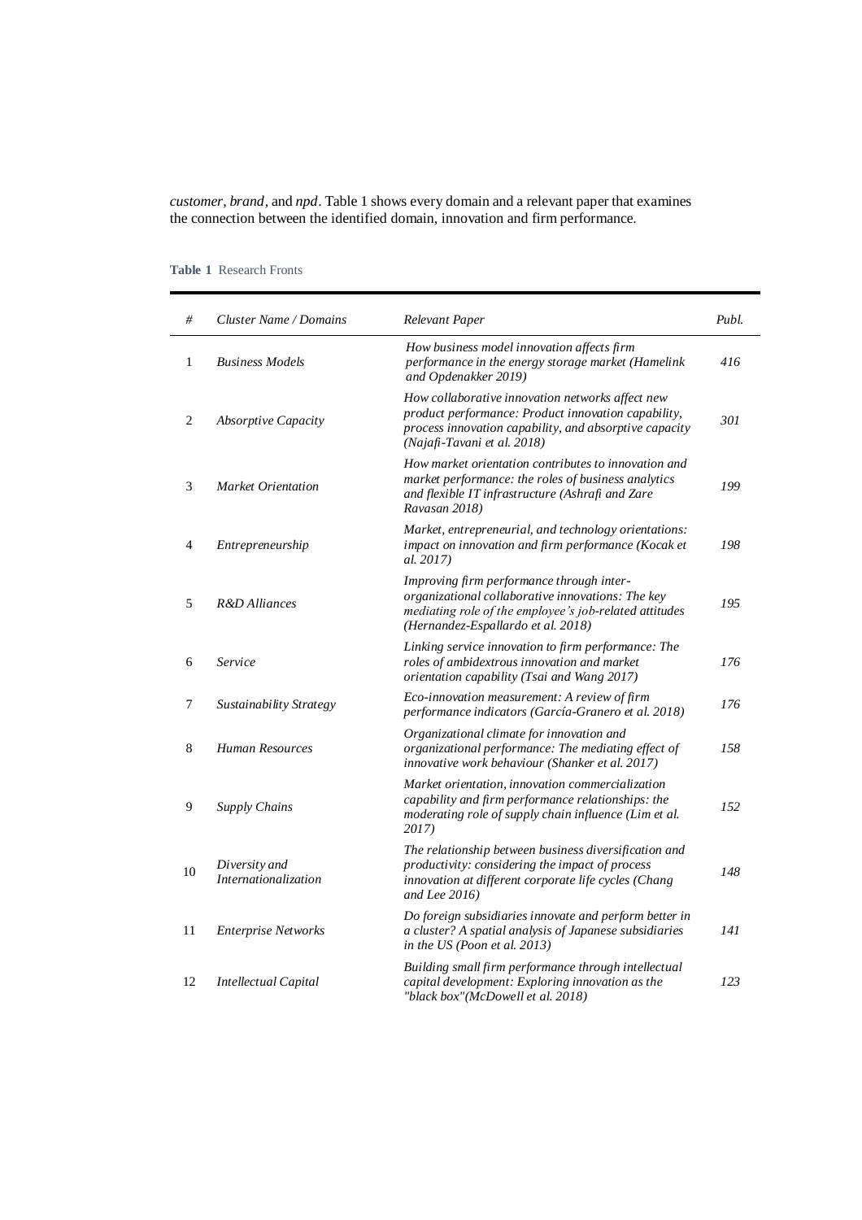*customer*, *brand*, and *npd*. Table 1 shows every domain and a relevant paper that examines the connection between the identified domain, innovation and firm performance.

**Table 1** Research Fronts

| # | *Cluster Name / Domains* | *Relevant Paper* | *Publ.* |
|---|---|---|---|
| 1 | *Business Models* | *How business model innovation affects firm performance in the energy storage market (Hamelink and Opdenakker 2019)* | *416* |
| 2 | *Absorptive Capacity* | *How collaborative innovation networks affect new product performance: Product innovation capability, process innovation capability, and absorptive capacity (Najafi-Tavani et al. 2018)* | *301* |
| 3 | *Market Orientation* | *How market orientation contributes to innovation and market performance: the roles of business analytics and flexible IT infrastructure (Ashrafi and Zare Ravasan 2018)* | *199* |
| 4 | *Entrepreneurship* | *Market, entrepreneurial, and technology orientations: impact on innovation and firm performance (Kocak et al. 2017)* | *198* |
| 5 | *R&D Alliances* | *Improving firm performance through inter-organizational collaborative innovations: The key mediating role of the employee's job-related attitudes (Hernandez-Espallardo et al. 2018)* | *195* |
| 6 | *Service* | *Linking service innovation to firm performance: The roles of ambidextrous innovation and market orientation capability (Tsai and Wang 2017)* | *176* |
| 7 | *Sustainability Strategy* | *Eco-innovation measurement: A review of firm performance indicators (García-Granero et al. 2018)* | *176* |
| 8 | *Human Resources* | *Organizational climate for innovation and organizational performance: The mediating effect of innovative work behaviour (Shanker et al. 2017)* | *158* |
| 9 | *Supply Chains* | *Market orientation, innovation commercialization capability and firm performance relationships: the moderating role of supply chain influence (Lim et al. 2017)* | *152* |
| 10 | *Diversity and Internationalization* | *The relationship between business diversification and productivity: considering the impact of process innovation at different corporate life cycles (Chang and Lee 2016)* | *148* |
| 11 | *Enterprise Networks* | *Do foreign subsidiaries innovate and perform better in a cluster? A spatial analysis of Japanese subsidiaries in the US (Poon et al. 2013)* | *141* |
| 12 | *Intellectual Capital* | *Building small firm performance through intellectual capital development: Exploring innovation as the "black box"(McDowell et al. 2018)* | *123* |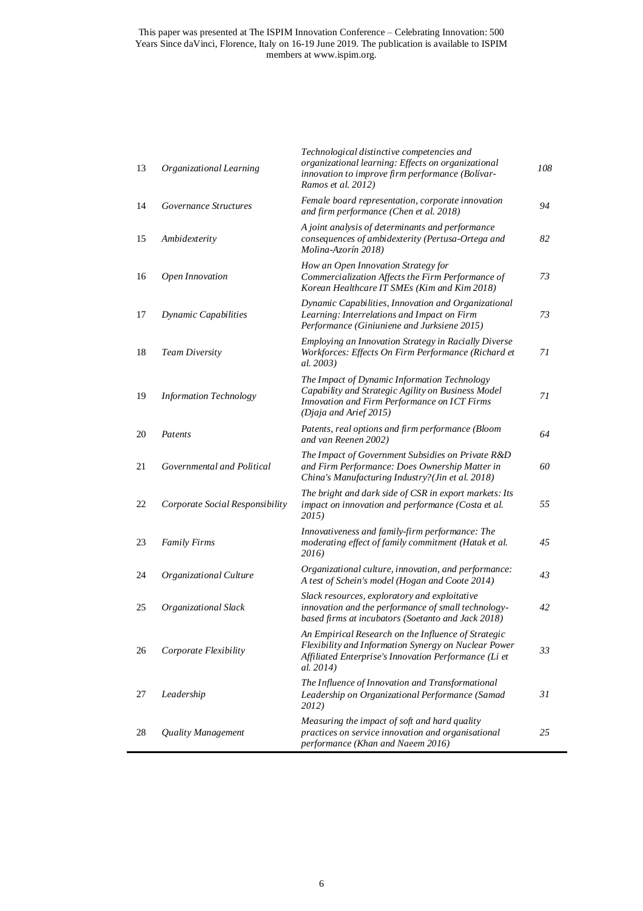| | | | |
|---|---|---|---|
| 13 | *Organizational Learning* | *Technological distinctive competencies and organizational learning: Effects on organizational innovation to improve firm performance (Bolívar-Ramos et al. 2012)* | *108* |
| 14 | *Governance Structures* | *Female board representation, corporate innovation and firm performance (Chen et al. 2018)* | *94* |
| 15 | *Ambidexterity* | *A joint analysis of determinants and performance consequences of ambidexterity (Pertusa-Ortega and Molina-Azorín 2018)* | *82* |
| 16 | *Open Innovation* | *How an Open Innovation Strategy for Commercialization Affects the Firm Performance of Korean Healthcare IT SMEs (Kim and Kim 2018)* | *73* |
| 17 | *Dynamic Capabilities* | *Dynamic Capabilities, Innovation and Organizational Learning: Interrelations and Impact on Firm Performance (Giniuniene and Jurksiene 2015)* | *73* |
| 18 | *Team Diversity* | *Employing an Innovation Strategy in Racially Diverse Workforces: Effects On Firm Performance (Richard et al. 2003)* | *71* |
| 19 | *Information Technology* | *The Impact of Dynamic Information Technology Capability and Strategic Agility on Business Model Innovation and Firm Performance on ICT Firms (Djaja and Arief 2015)* | *71* |
| 20 | *Patents* | *Patents, real options and firm performance (Bloom and van Reenen 2002)* | *64* |
| 21 | *Governmental and Political* | *The Impact of Government Subsidies on Private R&D and Firm Performance: Does Ownership Matter in China's Manufacturing Industry?(Jin et al. 2018)* | *60* |
| 22 | *Corporate Social Responsibility* | *The bright and dark side of CSR in export markets: Its impact on innovation and performance (Costa et al. 2015)* | *55* |
| 23 | *Family Firms* | *Innovativeness and family-firm performance: The moderating effect of family commitment (Hatak et al. 2016)* | *45* |
| 24 | *Organizational Culture* | *Organizational culture, innovation, and performance: A test of Schein's model (Hogan and Coote 2014)* | *43* |
| 25 | *Organizational Slack* | *Slack resources, exploratory and exploitative innovation and the performance of small technology-based firms at incubators (Soetanto and Jack 2018)* | *42* |
| 26 | *Corporate Flexibility* | *An Empirical Research on the Influence of Strategic Flexibility and Information Synergy on Nuclear Power Affiliated Enterprise's Innovation Performance (Li et al. 2014)* | *33* |
| 27 | *Leadership* | *The Influence of Innovation and Transformational Leadership on Organizational Performance (Samad 2012)* | *31* |
| 28 | *Quality Management* | *Measuring the impact of soft and hard quality practices on service innovation and organisational performance (Khan and Naeem 2016)* | *25* |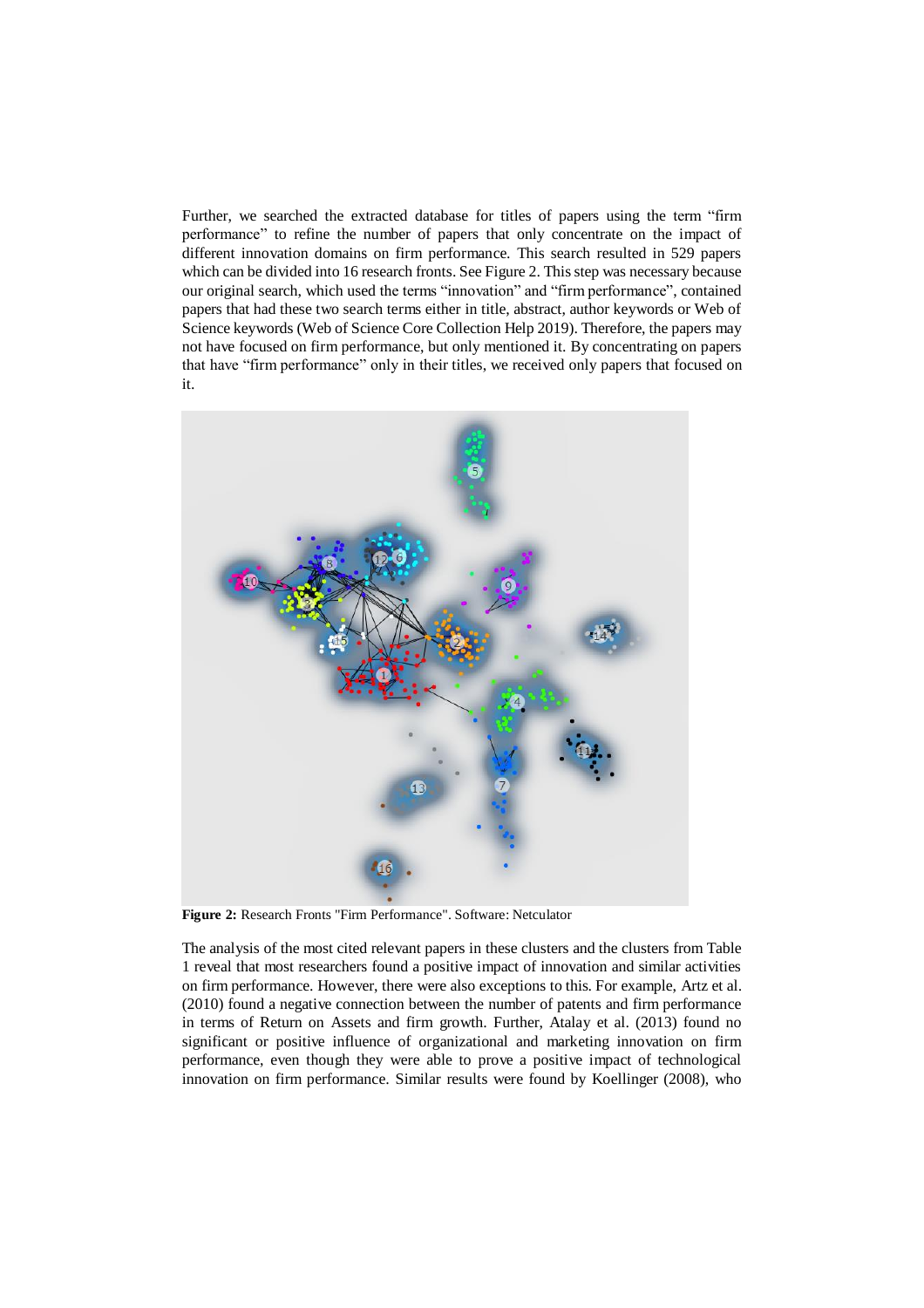Further, we searched the extracted database for titles of papers using the term "firm performance" to refine the number of papers that only concentrate on the impact of different innovation domains on firm performance. This search resulted in 529 papers which can be divided into 16 research fronts. See Figure 2. This step was necessary because our original search, which used the terms "innovation" and "firm performance", contained papers that had these two search terms either in title, abstract, author keywords or Web of Science keywords (Web of Science Core Collection Help 2019). Therefore, the papers may not have focused on firm performance, but only mentioned it. By concentrating on papers that have "firm performance" only in their titles, we received only papers that focused on it.

**Figure 2:** Research Fronts "Firm Performance". Software: Netculator

The analysis of the most cited relevant papers in these clusters and the clusters from Table 1 reveal that most researchers found a positive impact of innovation and similar activities on firm performance. However, there were also exceptions to this. For example, Artz et al. (2010) found a negative connection between the number of patents and firm performance in terms of Return on Assets and firm growth. Further, Atalay et al. (2013) found no significant or positive influence of organizational and marketing innovation on firm performance, even though they were able to prove a positive impact of technological innovation on firm performance. Similar results were found by Koellinger (2008), who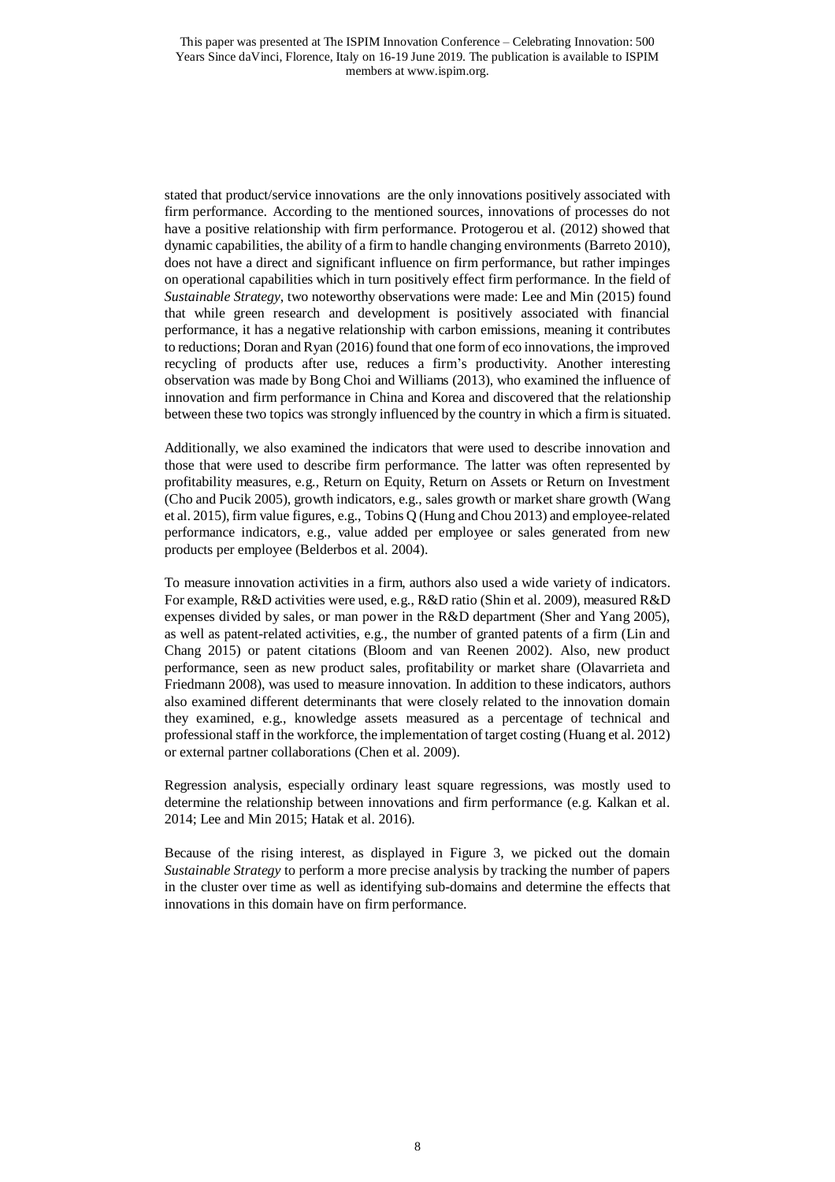stated that product/service innovations are the only innovations positively associated with firm performance. According to the mentioned sources, innovations of processes do not have a positive relationship with firm performance. Protogerou et al. (2012) showed that dynamic capabilities, the ability of a firm to handle changing environments (Barreto 2010), does not have a direct and significant influence on firm performance, but rather impinges on operational capabilities which in turn positively effect firm performance. In the field of *Sustainable Strategy*, two noteworthy observations were made: Lee and Min (2015) found that while green research and development is positively associated with financial performance, it has a negative relationship with carbon emissions, meaning it contributes to reductions; Doran and Ryan (2016) found that one form of eco innovations, the improved recycling of products after use, reduces a firm's productivity. Another interesting observation was made by Bong Choi and Williams (2013), who examined the influence of innovation and firm performance in China and Korea and discovered that the relationship between these two topics was strongly influenced by the country in which a firm is situated.

Additionally, we also examined the indicators that were used to describe innovation and those that were used to describe firm performance. The latter was often represented by profitability measures, e.g., Return on Equity, Return on Assets or Return on Investment (Cho and Pucik 2005), growth indicators, e.g., sales growth or market share growth (Wang et al. 2015), firm value figures, e.g., Tobins Q (Hung and Chou 2013) and employee-related performance indicators, e.g., value added per employee or sales generated from new products per employee (Belderbos et al. 2004).

To measure innovation activities in a firm, authors also used a wide variety of indicators. For example, R&D activities were used, e.g., R&D ratio (Shin et al. 2009), measured R&D expenses divided by sales, or man power in the R&D department (Sher and Yang 2005), as well as patent-related activities, e.g., the number of granted patents of a firm (Lin and Chang 2015) or patent citations (Bloom and van Reenen 2002). Also, new product performance, seen as new product sales, profitability or market share (Olavarrieta and Friedmann 2008), was used to measure innovation. In addition to these indicators, authors also examined different determinants that were closely related to the innovation domain they examined, e.g., knowledge assets measured as a percentage of technical and professional staff in the workforce, the implementation of target costing (Huang et al. 2012) or external partner collaborations (Chen et al. 2009).

Regression analysis, especially ordinary least square regressions, was mostly used to determine the relationship between innovations and firm performance (e.g. Kalkan et al. 2014; Lee and Min 2015; Hatak et al. 2016).

Because of the rising interest, as displayed in Figure 3, we picked out the domain *Sustainable Strategy* to perform a more precise analysis by tracking the number of papers in the cluster over time as well as identifying sub-domains and determine the effects that innovations in this domain have on firm performance.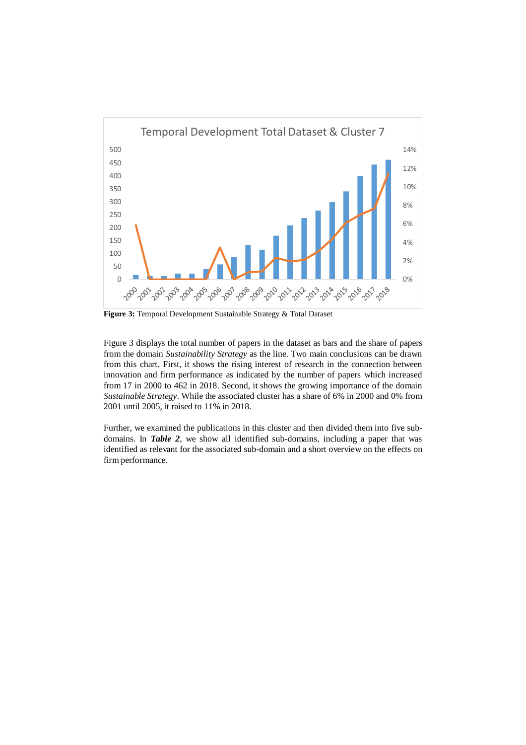**Figure 3:** Temporal Development Sustainable Strategy & Total Dataset

Figure 3 displays the total number of papers in the dataset as bars and the share of papers from the domain *Sustainability Strategy* as the line. Two main conclusions can be drawn from this chart. First, it shows the rising interest of research in the connection between innovation and firm performance as indicated by the number of papers which increased from 17 in 2000 to 462 in 2018. Second, it shows the growing importance of the domain *Sustainable Strategy*. While the associated cluster has a share of 6% in 2000 and 0% from 2001 until 2005, it raised to 11% in 2018.

Further, we examined the publications in this cluster and then divided them into five sub-domains. In ***Table 2***, we show all identified sub-domains, including a paper that was identified as relevant for the associated sub-domain and a short overview on the effects on firm performance.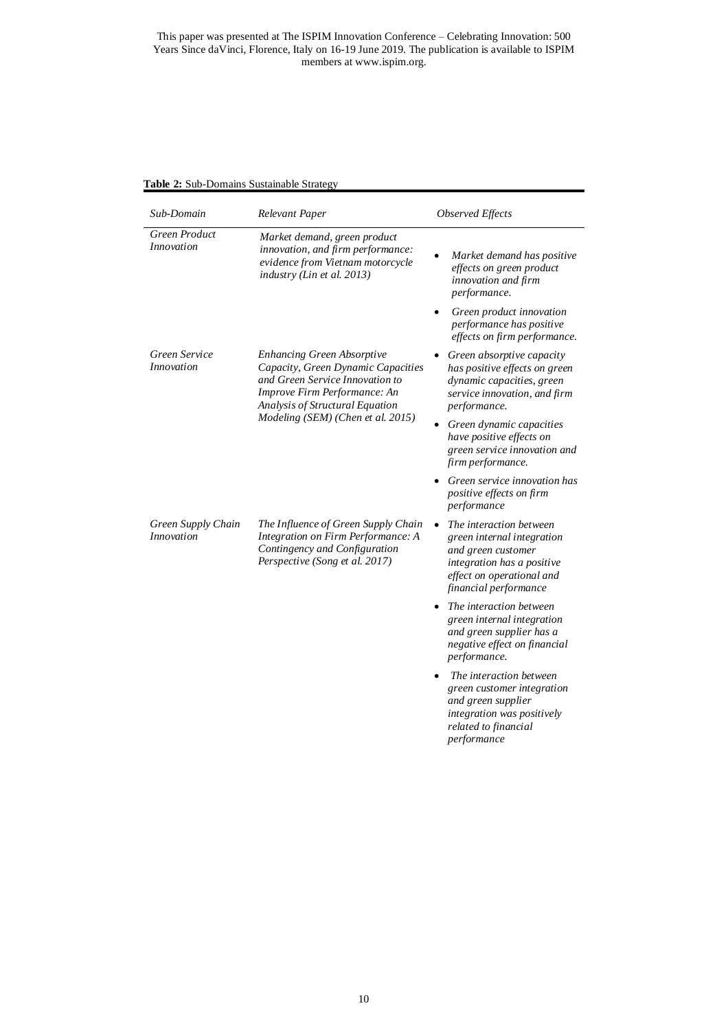**Table 2:** Sub-Domains Sustainable Strategy

| *Sub-Domain* | *Relevant Paper* | *Observed Effects* |
|---|---|---|
| *Green Product Innovation* | *Market demand, green product innovation, and firm performance: evidence from Vietnam motorcycle industry (Lin et al. 2013)* | • *Market demand has positive effects on green product innovation and firm performance.* <br> • *Green product innovation performance has positive effects on firm performance.* |
| *Green Service Innovation* | *Enhancing Green Absorptive Capacity, Green Dynamic Capacities and Green Service Innovation to Improve Firm Performance: An Analysis of Structural Equation Modeling (SEM) (Chen et al. 2015)* | • *Green absorptive capacity has positive effects on green dynamic capacities, green service innovation, and firm performance.* <br> • *Green dynamic capacities have positive effects on green service innovation and firm performance.* <br> • *Green service innovation has positive effects on firm performance* |
| *Green Supply Chain Innovation* | *The Influence of Green Supply Chain Integration on Firm Performance: A Contingency and Configuration Perspective (Song et al. 2017)* | • *The interaction between green internal integration and green customer integration has a positive effect on operational and financial performance* <br> • *The interaction between green internal integration and green supplier has a negative effect on financial performance.* <br> • *The interaction between green customer integration and green supplier integration was positively related to financial performance* |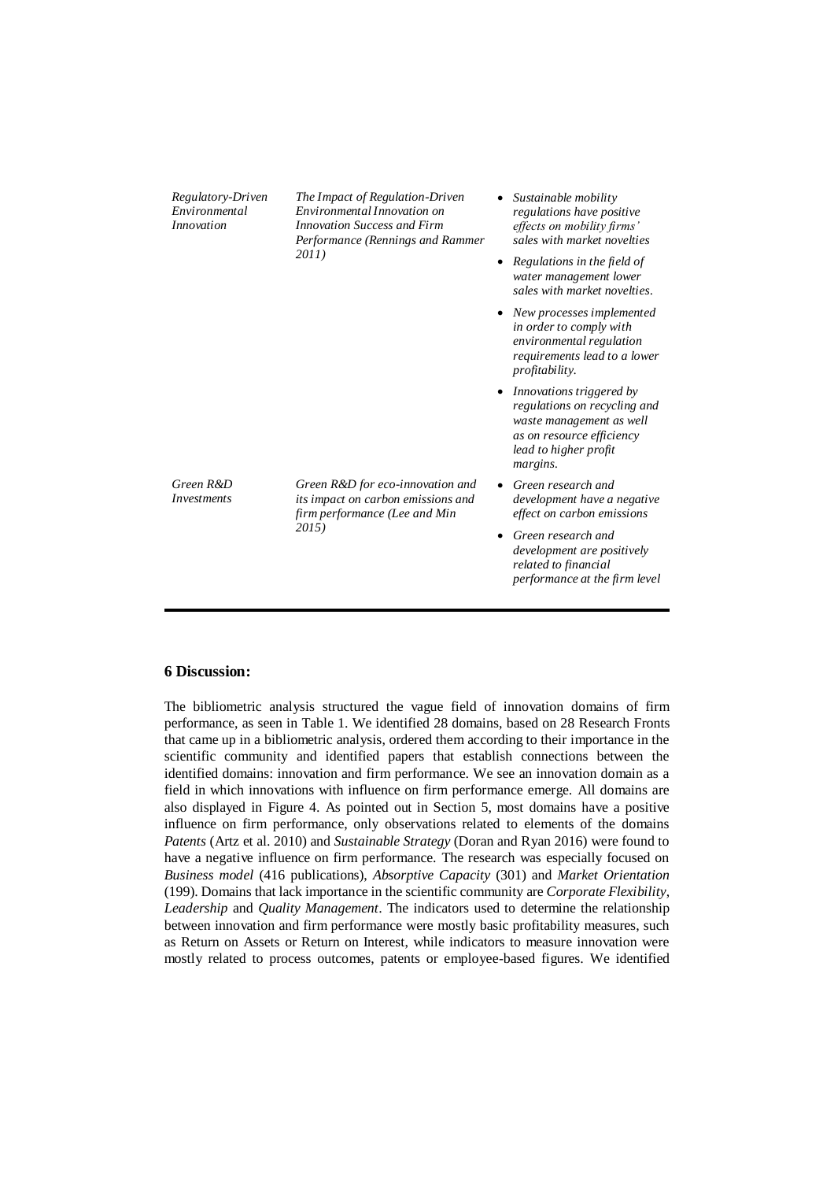| | | |
|---|---|---|
| *Regulatory-Driven Environmental Innovation* | *The Impact of Regulation-Driven Environmental Innovation on Innovation Success and Firm Performance (Rennings and Rammer 2011)* | • *Sustainable mobility regulations have positive effects on mobility firms' sales with market novelties*<br>• *Regulations in the field of water management lower sales with market novelties.*<br>• *New processes implemented in order to comply with environmental regulation requirements lead to a lower profitability.*<br>• *Innovations triggered by regulations on recycling and waste management as well as on resource efficiency lead to higher profit margins.* |
| *Green R&D Investments* | *Green R&D for eco-innovation and its impact on carbon emissions and firm performance (Lee and Min 2015)* | • *Green research and development have a negative effect on carbon emissions*<br>• *Green research and development are positively related to financial performance at the firm level* |

## 6 Discussion:

The bibliometric analysis structured the vague field of innovation domains of firm performance, as seen in Table 1. We identified 28 domains, based on 28 Research Fronts that came up in a bibliometric analysis, ordered them according to their importance in the scientific community and identified papers that establish connections between the identified domains: innovation and firm performance. We see an innovation domain as a field in which innovations with influence on firm performance emerge. All domains are also displayed in Figure 4. As pointed out in Section 5, most domains have a positive influence on firm performance, only observations related to elements of the domains *Patents* (Artz et al. 2010) and *Sustainable Strategy* (Doran and Ryan 2016) were found to have a negative influence on firm performance. The research was especially focused on *Business model* (416 publications), *Absorptive Capacity* (301) and *Market Orientation* (199). Domains that lack importance in the scientific community are *Corporate Flexibility*, *Leadership* and *Quality Management*. The indicators used to determine the relationship between innovation and firm performance were mostly basic profitability measures, such as Return on Assets or Return on Interest, while indicators to measure innovation were mostly related to process outcomes, patents or employee-based figures. We identified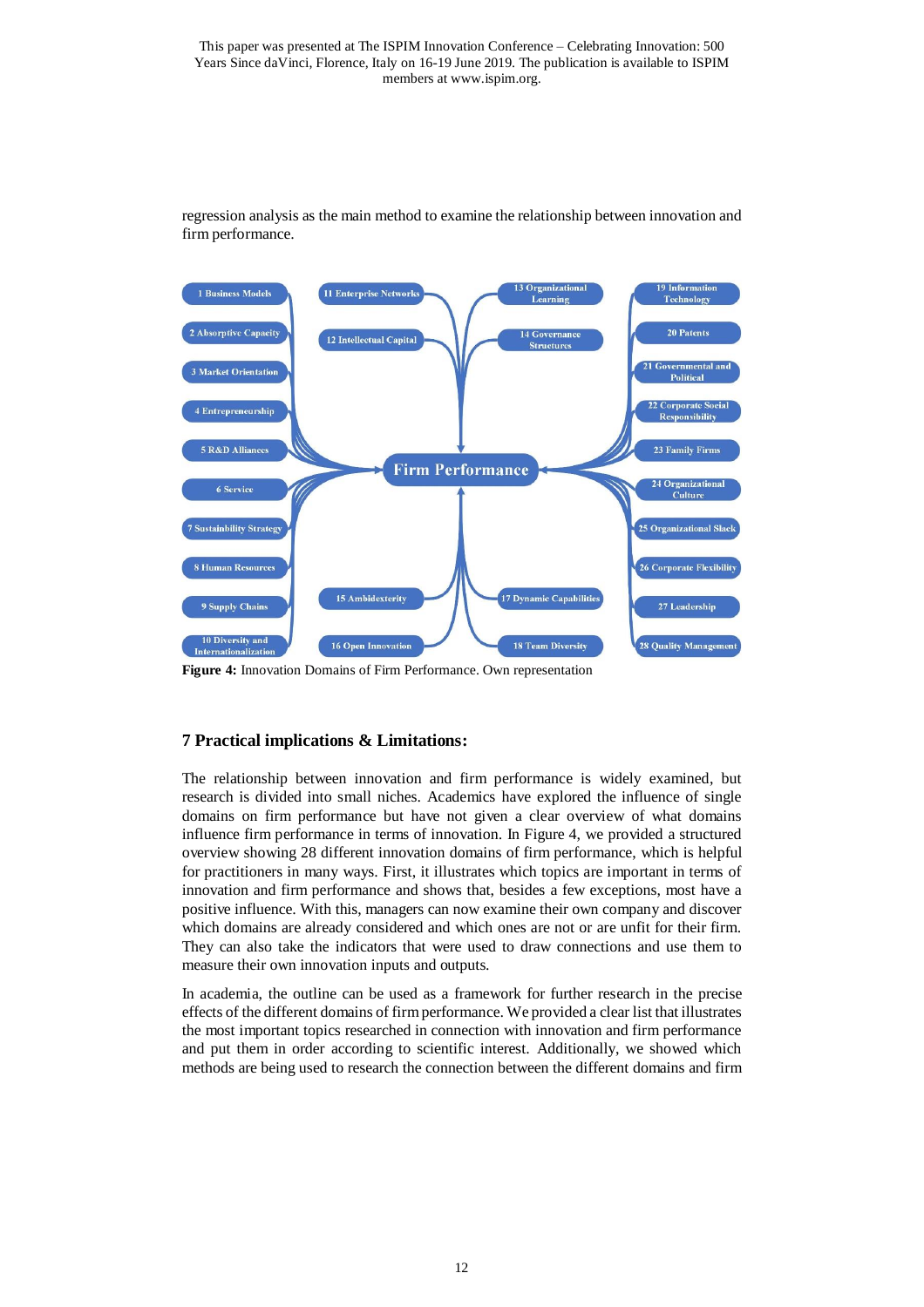regression analysis as the main method to examine the relationship between innovation and firm performance.

**Firm Performance**

1 Business Models
2 Absorptive Capacity
3 Market Orientation
4 Entrepreneurship
5 R&D Alliances
6 Service
7 Sustainbility Strategy
8 Human Resources
9 Supply Chains
10 Diversity and Internationalization
11 Enterprise Networks
12 Intellectual Capital
13 Organizational Learning
14 Governance Structures
15 Ambidexterity
16 Open Innovation
17 Dynamic Capabilities
18 Team Diversity
19 Information Technology
20 Patents
21 Governmental and Political
22 Corporate Social Responsibility
23 Family Firms
24 Organizational Culture
25 Organizational Slack
26 Corporate Flexibility
27 Leadership
28 Quality Management

**Figure 4:** Innovation Domains of Firm Performance. Own representation

## 7 Practical implications & Limitations:

The relationship between innovation and firm performance is widely examined, but research is divided into small niches. Academics have explored the influence of single domains on firm performance but have not given a clear overview of what domains influence firm performance in terms of innovation. In Figure 4, we provided a structured overview showing 28 different innovation domains of firm performance, which is helpful for practitioners in many ways. First, it illustrates which topics are important in terms of innovation and firm performance and shows that, besides a few exceptions, most have a positive influence. With this, managers can now examine their own company and discover which domains are already considered and which ones are not or are unfit for their firm. They can also take the indicators that were used to draw connections and use them to measure their own innovation inputs and outputs.

In academia, the outline can be used as a framework for further research in the precise effects of the different domains of firm performance. We provided a clear list that illustrates the most important topics researched in connection with innovation and firm performance and put them in order according to scientific interest. Additionally, we showed which methods are being used to research the connection between the different domains and firm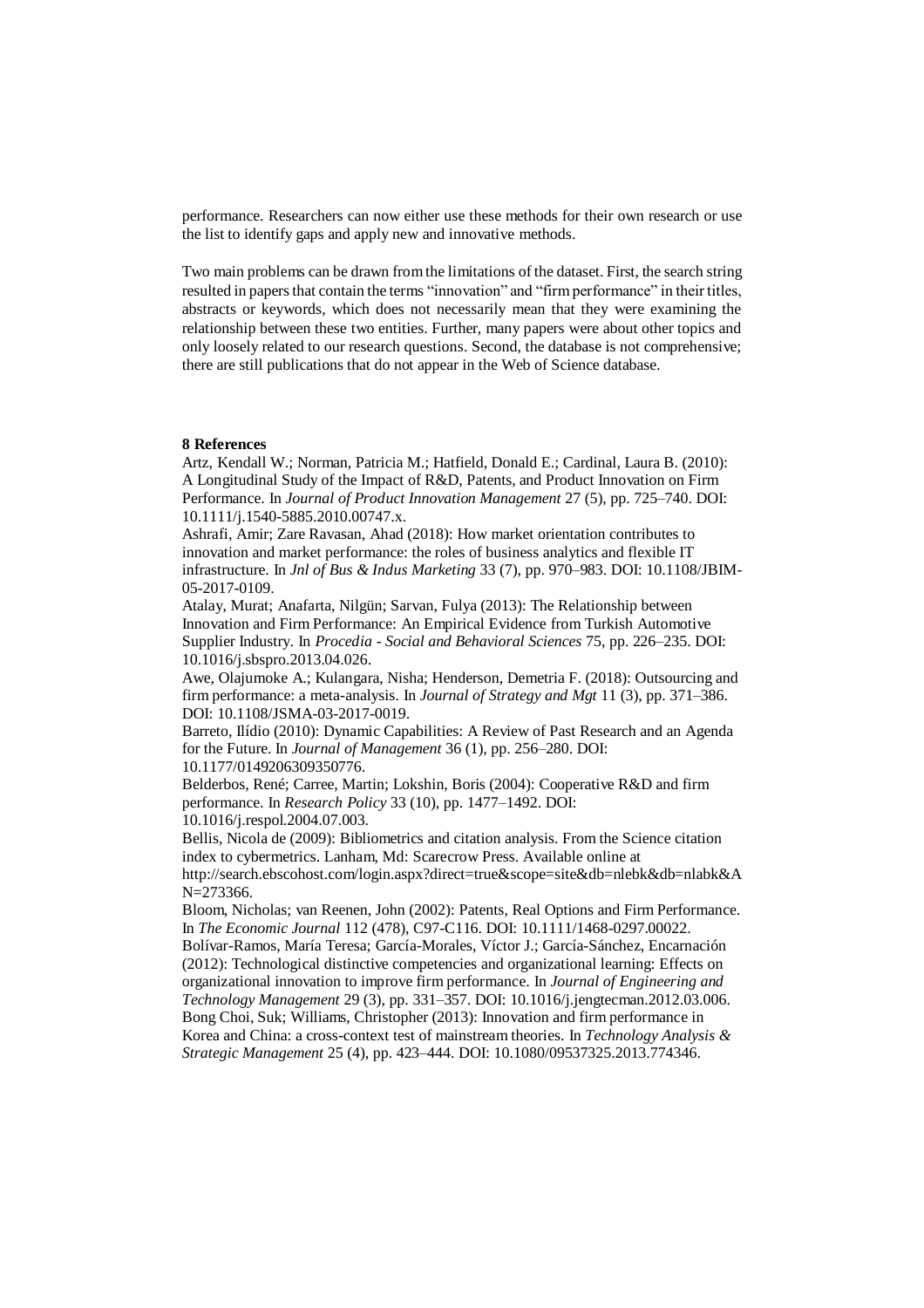performance. Researchers can now either use these methods for their own research or use the list to identify gaps and apply new and innovative methods.

Two main problems can be drawn from the limitations of the dataset. First, the search string resulted in papers that contain the terms "innovation" and "firm performance" in their titles, abstracts or keywords, which does not necessarily mean that they were examining the relationship between these two entities. Further, many papers were about other topics and only loosely related to our research questions. Second, the database is not comprehensive; there are still publications that do not appear in the Web of Science database.

## 8 References

Artz, Kendall W.; Norman, Patricia M.; Hatfield, Donald E.; Cardinal, Laura B. (2010): A Longitudinal Study of the Impact of R&D, Patents, and Product Innovation on Firm Performance. In *Journal of Product Innovation Management* 27 (5), pp. 725–740. DOI: 10.1111/j.1540-5885.2010.00747.x.

Ashrafi, Amir; Zare Ravasan, Ahad (2018): How market orientation contributes to innovation and market performance: the roles of business analytics and flexible IT infrastructure. In *Jnl of Bus & Indus Marketing* 33 (7), pp. 970–983. DOI: 10.1108/JBIM-05-2017-0109.

Atalay, Murat; Anafarta, Nilgün; Sarvan, Fulya (2013): The Relationship between Innovation and Firm Performance: An Empirical Evidence from Turkish Automotive Supplier Industry. In *Procedia - Social and Behavioral Sciences* 75, pp. 226–235. DOI: 10.1016/j.sbspro.2013.04.026.

Awe, Olajumoke A.; Kulangara, Nisha; Henderson, Demetria F. (2018): Outsourcing and firm performance: a meta-analysis. In *Journal of Strategy and Mgt* 11 (3), pp. 371–386. DOI: 10.1108/JSMA-03-2017-0019.

Barreto, Ilídio (2010): Dynamic Capabilities: A Review of Past Research and an Agenda for the Future. In *Journal of Management* 36 (1), pp. 256–280. DOI: 10.1177/0149206309350776.

Belderbos, René; Carree, Martin; Lokshin, Boris (2004): Cooperative R&D and firm performance. In *Research Policy* 33 (10), pp. 1477–1492. DOI: 10.1016/j.respol.2004.07.003.

Bellis, Nicola de (2009): Bibliometrics and citation analysis. From the Science citation index to cybermetrics. Lanham, Md: Scarecrow Press. Available online at http://search.ebscohost.com/login.aspx?direct=true&scope=site&db=nlebk&db=nlabk&AN=273366.

Bloom, Nicholas; van Reenen, John (2002): Patents, Real Options and Firm Performance. In *The Economic Journal* 112 (478), C97-C116. DOI: 10.1111/1468-0297.00022.

Bolívar-Ramos, María Teresa; García-Morales, Víctor J.; García-Sánchez, Encarnación (2012): Technological distinctive competencies and organizational learning: Effects on organizational innovation to improve firm performance. In *Journal of Engineering and Technology Management* 29 (3), pp. 331–357. DOI: 10.1016/j.jengtecman.2012.03.006.

Bong Choi, Suk; Williams, Christopher (2013): Innovation and firm performance in Korea and China: a cross-context test of mainstream theories. In *Technology Analysis & Strategic Management* 25 (4), pp. 423–444. DOI: 10.1080/09537325.2013.774346.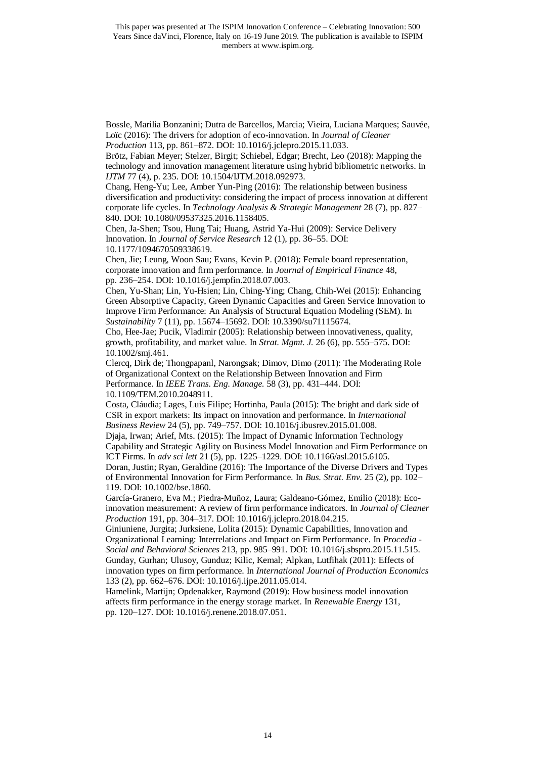Bossle, Marilia Bonzanini; Dutra de Barcellos, Marcia; Vieira, Luciana Marques; Sauvée, Loïc (2016): The drivers for adoption of eco-innovation. In *Journal of Cleaner Production* 113, pp. 861–872. DOI: 10.1016/j.jclepro.2015.11.033.

Brötz, Fabian Meyer; Stelzer, Birgit; Schiebel, Edgar; Brecht, Leo (2018): Mapping the technology and innovation management literature using hybrid bibliometric networks. In *IJTM* 77 (4), p. 235. DOI: 10.1504/IJTM.2018.092973.

Chang, Heng-Yu; Lee, Amber Yun-Ping (2016): The relationship between business diversification and productivity: considering the impact of process innovation at different corporate life cycles. In *Technology Analysis & Strategic Management* 28 (7), pp. 827–840. DOI: 10.1080/09537325.2016.1158405.

Chen, Ja-Shen; Tsou, Hung Tai; Huang, Astrid Ya-Hui (2009): Service Delivery Innovation. In *Journal of Service Research* 12 (1), pp. 36–55. DOI: 10.1177/1094670509338619.

Chen, Jie; Leung, Woon Sau; Evans, Kevin P. (2018): Female board representation, corporate innovation and firm performance. In *Journal of Empirical Finance* 48, pp. 236–254. DOI: 10.1016/j.jempfin.2018.07.003.

Chen, Yu-Shan; Lin, Yu-Hsien; Lin, Ching-Ying; Chang, Chih-Wei (2015): Enhancing Green Absorptive Capacity, Green Dynamic Capacities and Green Service Innovation to Improve Firm Performance: An Analysis of Structural Equation Modeling (SEM). In *Sustainability* 7 (11), pp. 15674–15692. DOI: 10.3390/su71115674.

Cho, Hee-Jae; Pucik, Vladimir (2005): Relationship between innovativeness, quality, growth, profitability, and market value. In *Strat. Mgmt. J.* 26 (6), pp. 555–575. DOI: 10.1002/smj.461.

Clercq, Dirk de; Thongpapanl, Narongsak; Dimov, Dimo (2011): The Moderating Role of Organizational Context on the Relationship Between Innovation and Firm Performance. In *IEEE Trans. Eng. Manage.* 58 (3), pp. 431–444. DOI: 10.1109/TEM.2010.2048911.

Costa, Cláudia; Lages, Luis Filipe; Hortinha, Paula (2015): The bright and dark side of CSR in export markets: Its impact on innovation and performance. In *International Business Review* 24 (5), pp. 749–757. DOI: 10.1016/j.ibusrev.2015.01.008.

Djaja, Irwan; Arief, Mts. (2015): The Impact of Dynamic Information Technology Capability and Strategic Agility on Business Model Innovation and Firm Performance on ICT Firms. In *adv sci lett* 21 (5), pp. 1225–1229. DOI: 10.1166/asl.2015.6105.

Doran, Justin; Ryan, Geraldine (2016): The Importance of the Diverse Drivers and Types of Environmental Innovation for Firm Performance. In *Bus. Strat. Env.* 25 (2), pp. 102–119. DOI: 10.1002/bse.1860.

García-Granero, Eva M.; Piedra-Muñoz, Laura; Galdeano-Gómez, Emilio (2018): Eco-innovation measurement: A review of firm performance indicators. In *Journal of Cleaner Production* 191, pp. 304–317. DOI: 10.1016/j.jclepro.2018.04.215.

Giniuniene, Jurgita; Jurksiene, Lolita (2015): Dynamic Capabilities, Innovation and Organizational Learning: Interrelations and Impact on Firm Performance. In *Procedia - Social and Behavioral Sciences* 213, pp. 985–991. DOI: 10.1016/j.sbspro.2015.11.515.

Gunday, Gurhan; Ulusoy, Gunduz; Kilic, Kemal; Alpkan, Lutfihak (2011): Effects of innovation types on firm performance. In *International Journal of Production Economics* 133 (2), pp. 662–676. DOI: 10.1016/j.ijpe.2011.05.014.

Hamelink, Martijn; Opdenakker, Raymond (2019): How business model innovation affects firm performance in the energy storage market. In *Renewable Energy* 131, pp. 120–127. DOI: 10.1016/j.renene.2018.07.051.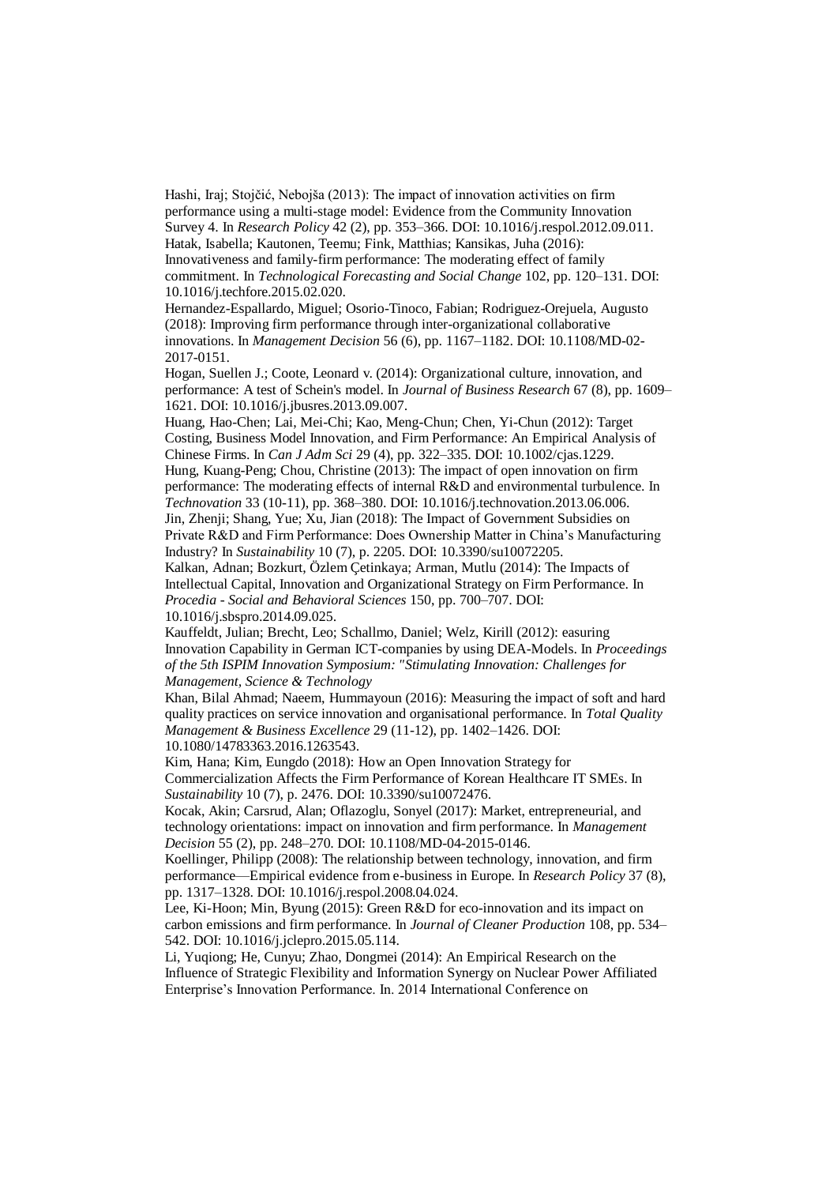Hashi, Iraj; Stojčić, Nebojša (2013): The impact of innovation activities on firm performance using a multi-stage model: Evidence from the Community Innovation Survey 4. In *Research Policy* 42 (2), pp. 353–366. DOI: 10.1016/j.respol.2012.09.011.

Hatak, Isabella; Kautonen, Teemu; Fink, Matthias; Kansikas, Juha (2016): Innovativeness and family-firm performance: The moderating effect of family commitment. In *Technological Forecasting and Social Change* 102, pp. 120–131. DOI: 10.1016/j.techfore.2015.02.020.

Hernandez-Espallardo, Miguel; Osorio-Tinoco, Fabian; Rodriguez-Orejuela, Augusto (2018): Improving firm performance through inter-organizational collaborative innovations. In *Management Decision* 56 (6), pp. 1167–1182. DOI: 10.1108/MD-02-2017-0151.

Hogan, Suellen J.; Coote, Leonard v. (2014): Organizational culture, innovation, and performance: A test of Schein's model. In *Journal of Business Research* 67 (8), pp. 1609–1621. DOI: 10.1016/j.jbusres.2013.09.007.

Huang, Hao-Chen; Lai, Mei-Chi; Kao, Meng-Chun; Chen, Yi-Chun (2012): Target Costing, Business Model Innovation, and Firm Performance: An Empirical Analysis of Chinese Firms. In *Can J Adm Sci* 29 (4), pp. 322–335. DOI: 10.1002/cjas.1229.

Hung, Kuang-Peng; Chou, Christine (2013): The impact of open innovation on firm performance: The moderating effects of internal R&D and environmental turbulence. In *Technovation* 33 (10-11), pp. 368–380. DOI: 10.1016/j.technovation.2013.06.006.

Jin, Zhenji; Shang, Yue; Xu, Jian (2018): The Impact of Government Subsidies on Private R&D and Firm Performance: Does Ownership Matter in China's Manufacturing Industry? In *Sustainability* 10 (7), p. 2205. DOI: 10.3390/su10072205.

Kalkan, Adnan; Bozkurt, Özlem Çetinkaya; Arman, Mutlu (2014): The Impacts of Intellectual Capital, Innovation and Organizational Strategy on Firm Performance. In *Procedia - Social and Behavioral Sciences* 150, pp. 700–707. DOI: 10.1016/j.sbspro.2014.09.025.

Kauffeldt, Julian; Brecht, Leo; Schallmo, Daniel; Welz, Kirill (2012): easuring Innovation Capability in German ICT-companies by using DEA-Models. In *Proceedings of the 5th ISPIM Innovation Symposium: "Stimulating Innovation: Challenges for Management, Science & Technology*

Khan, Bilal Ahmad; Naeem, Hummayoun (2016): Measuring the impact of soft and hard quality practices on service innovation and organisational performance. In *Total Quality Management & Business Excellence* 29 (11-12), pp. 1402–1426. DOI: 10.1080/14783363.2016.1263543.

Kim, Hana; Kim, Eungdo (2018): How an Open Innovation Strategy for Commercialization Affects the Firm Performance of Korean Healthcare IT SMEs. In *Sustainability* 10 (7), p. 2476. DOI: 10.3390/su10072476.

Kocak, Akin; Carsrud, Alan; Oflazoglu, Sonyel (2017): Market, entrepreneurial, and technology orientations: impact on innovation and firm performance. In *Management Decision* 55 (2), pp. 248–270. DOI: 10.1108/MD-04-2015-0146.

Koellinger, Philipp (2008): The relationship between technology, innovation, and firm performance—Empirical evidence from e-business in Europe. In *Research Policy* 37 (8), pp. 1317–1328. DOI: 10.1016/j.respol.2008.04.024.

Lee, Ki-Hoon; Min, Byung (2015): Green R&D for eco-innovation and its impact on carbon emissions and firm performance. In *Journal of Cleaner Production* 108, pp. 534–542. DOI: 10.1016/j.jclepro.2015.05.114.

Li, Yuqiong; He, Cunyu; Zhao, Dongmei (2014): An Empirical Research on the Influence of Strategic Flexibility and Information Synergy on Nuclear Power Affiliated Enterprise's Innovation Performance. In. 2014 International Conference on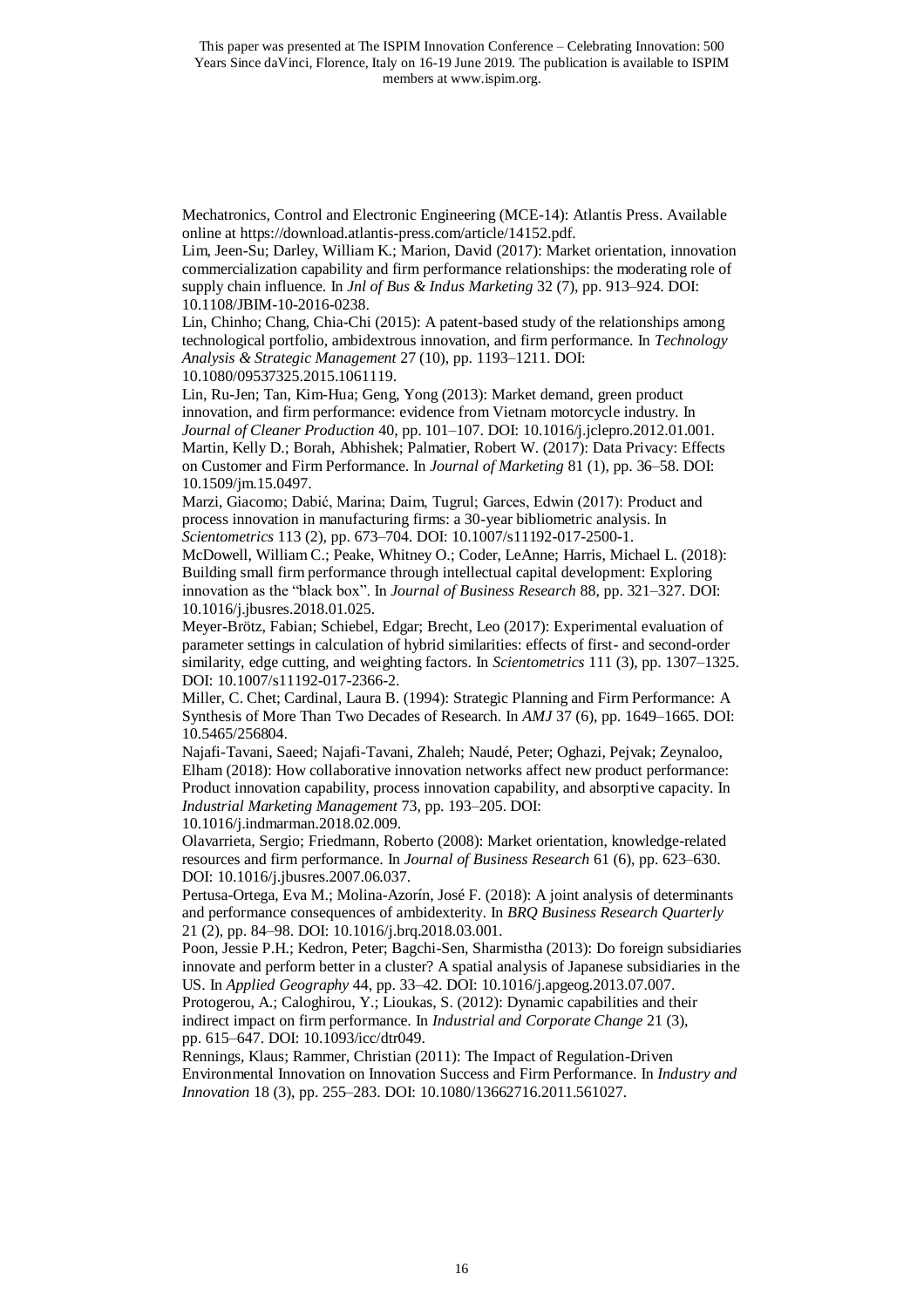Mechatronics, Control and Electronic Engineering (MCE-14): Atlantis Press. Available online at https://download.atlantis-press.com/article/14152.pdf.

Lim, Jeen-Su; Darley, William K.; Marion, David (2017): Market orientation, innovation commercialization capability and firm performance relationships: the moderating role of supply chain influence. In *Jnl of Bus & Indus Marketing* 32 (7), pp. 913–924. DOI: 10.1108/JBIM-10-2016-0238.

Lin, Chinho; Chang, Chia-Chi (2015): A patent-based study of the relationships among technological portfolio, ambidextrous innovation, and firm performance. In *Technology Analysis & Strategic Management* 27 (10), pp. 1193–1211. DOI: 10.1080/09537325.2015.1061119.

Lin, Ru-Jen; Tan, Kim-Hua; Geng, Yong (2013): Market demand, green product innovation, and firm performance: evidence from Vietnam motorcycle industry. In *Journal of Cleaner Production* 40, pp. 101–107. DOI: 10.1016/j.jclepro.2012.01.001.

Martin, Kelly D.; Borah, Abhishek; Palmatier, Robert W. (2017): Data Privacy: Effects on Customer and Firm Performance. In *Journal of Marketing* 81 (1), pp. 36–58. DOI: 10.1509/jm.15.0497.

Marzi, Giacomo; Dabić, Marina; Daim, Tugrul; Garces, Edwin (2017): Product and process innovation in manufacturing firms: a 30-year bibliometric analysis. In *Scientometrics* 113 (2), pp. 673–704. DOI: 10.1007/s11192-017-2500-1.

McDowell, William C.; Peake, Whitney O.; Coder, LeAnne; Harris, Michael L. (2018): Building small firm performance through intellectual capital development: Exploring innovation as the "black box". In *Journal of Business Research* 88, pp. 321–327. DOI: 10.1016/j.jbusres.2018.01.025.

Meyer-Brötz, Fabian; Schiebel, Edgar; Brecht, Leo (2017): Experimental evaluation of parameter settings in calculation of hybrid similarities: effects of first- and second-order similarity, edge cutting, and weighting factors. In *Scientometrics* 111 (3), pp. 1307–1325. DOI: 10.1007/s11192-017-2366-2.

Miller, C. Chet; Cardinal, Laura B. (1994): Strategic Planning and Firm Performance: A Synthesis of More Than Two Decades of Research. In *AMJ* 37 (6), pp. 1649–1665. DOI: 10.5465/256804.

Najafi-Tavani, Saeed; Najafi-Tavani, Zhaleh; Naudé, Peter; Oghazi, Pejvak; Zeynaloo, Elham (2018): How collaborative innovation networks affect new product performance: Product innovation capability, process innovation capability, and absorptive capacity. In *Industrial Marketing Management* 73, pp. 193–205. DOI: 10.1016/j.indmarman.2018.02.009.

Olavarrieta, Sergio; Friedmann, Roberto (2008): Market orientation, knowledge-related resources and firm performance. In *Journal of Business Research* 61 (6), pp. 623–630. DOI: 10.1016/j.jbusres.2007.06.037.

Pertusa-Ortega, Eva M.; Molina-Azorín, José F. (2018): A joint analysis of determinants and performance consequences of ambidexterity. In *BRQ Business Research Quarterly* 21 (2), pp. 84–98. DOI: 10.1016/j.brq.2018.03.001.

Poon, Jessie P.H.; Kedron, Peter; Bagchi-Sen, Sharmistha (2013): Do foreign subsidiaries innovate and perform better in a cluster? A spatial analysis of Japanese subsidiaries in the US. In *Applied Geography* 44, pp. 33–42. DOI: 10.1016/j.apgeog.2013.07.007.

Protogerou, A.; Caloghirou, Y.; Lioukas, S. (2012): Dynamic capabilities and their indirect impact on firm performance. In *Industrial and Corporate Change* 21 (3), pp. 615–647. DOI: 10.1093/icc/dtr049.

Rennings, Klaus; Rammer, Christian (2011): The Impact of Regulation-Driven Environmental Innovation on Innovation Success and Firm Performance. In *Industry and Innovation* 18 (3), pp. 255–283. DOI: 10.1080/13662716.2011.561027.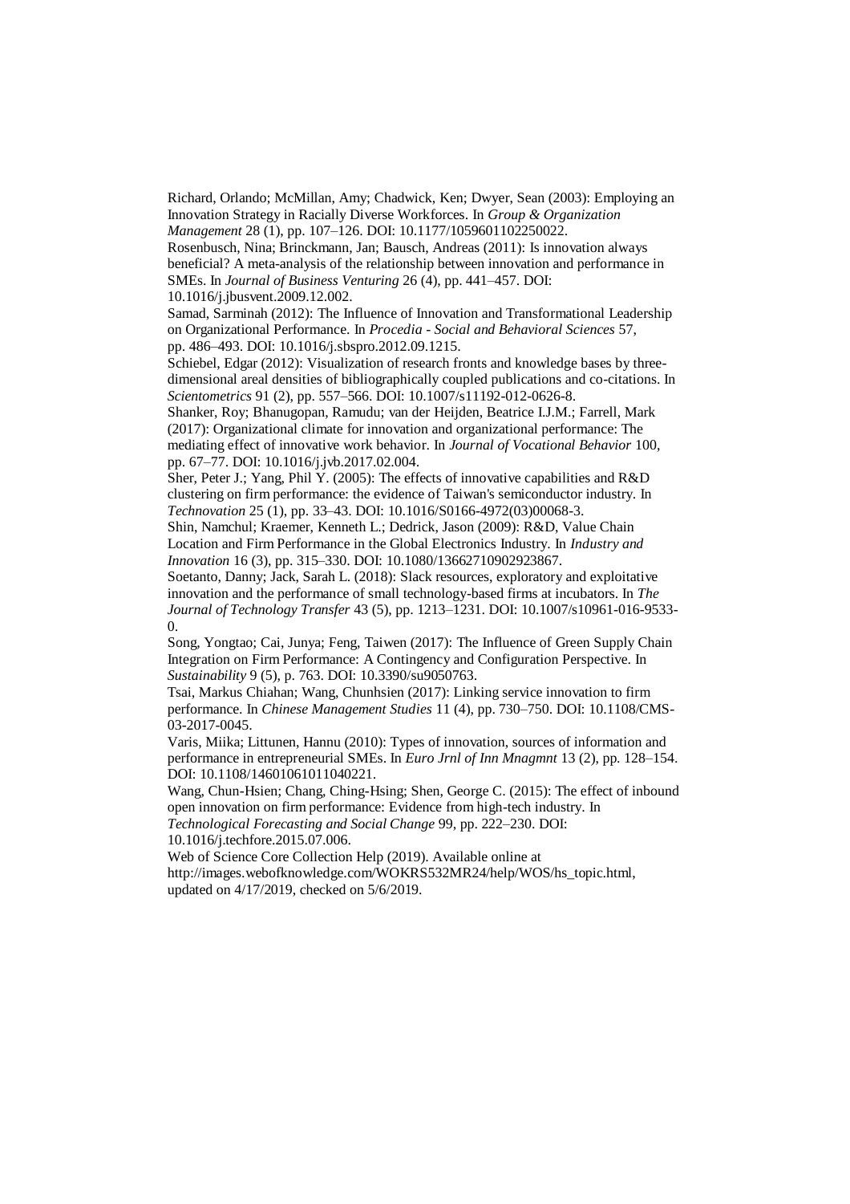Richard, Orlando; McMillan, Amy; Chadwick, Ken; Dwyer, Sean (2003): Employing an Innovation Strategy in Racially Diverse Workforces. In *Group & Organization Management* 28 (1), pp. 107–126. DOI: 10.1177/1059601102250022.

Rosenbusch, Nina; Brinckmann, Jan; Bausch, Andreas (2011): Is innovation always beneficial? A meta-analysis of the relationship between innovation and performance in SMEs. In *Journal of Business Venturing* 26 (4), pp. 441–457. DOI: 10.1016/j.jbusvent.2009.12.002.

Samad, Sarminah (2012): The Influence of Innovation and Transformational Leadership on Organizational Performance. In *Procedia - Social and Behavioral Sciences* 57, pp. 486–493. DOI: 10.1016/j.sbspro.2012.09.1215.

Schiebel, Edgar (2012): Visualization of research fronts and knowledge bases by three-dimensional areal densities of bibliographically coupled publications and co-citations. In *Scientometrics* 91 (2), pp. 557–566. DOI: 10.1007/s11192-012-0626-8.

Shanker, Roy; Bhanugopan, Ramudu; van der Heijden, Beatrice I.J.M.; Farrell, Mark (2017): Organizational climate for innovation and organizational performance: The mediating effect of innovative work behavior. In *Journal of Vocational Behavior* 100, pp. 67–77. DOI: 10.1016/j.jvb.2017.02.004.

Sher, Peter J.; Yang, Phil Y. (2005): The effects of innovative capabilities and R&D clustering on firm performance: the evidence of Taiwan's semiconductor industry. In *Technovation* 25 (1), pp. 33–43. DOI: 10.1016/S0166-4972(03)00068-3.

Shin, Namchul; Kraemer, Kenneth L.; Dedrick, Jason (2009): R&D, Value Chain Location and Firm Performance in the Global Electronics Industry. In *Industry and Innovation* 16 (3), pp. 315–330. DOI: 10.1080/13662710902923867.

Soetanto, Danny; Jack, Sarah L. (2018): Slack resources, exploratory and exploitative innovation and the performance of small technology-based firms at incubators. In *The Journal of Technology Transfer* 43 (5), pp. 1213–1231. DOI: 10.1007/s10961-016-9533-0.

Song, Yongtao; Cai, Junya; Feng, Taiwen (2017): The Influence of Green Supply Chain Integration on Firm Performance: A Contingency and Configuration Perspective. In *Sustainability* 9 (5), p. 763. DOI: 10.3390/su9050763.

Tsai, Markus Chiahan; Wang, Chunhsien (2017): Linking service innovation to firm performance. In *Chinese Management Studies* 11 (4), pp. 730–750. DOI: 10.1108/CMS-03-2017-0045.

Varis, Miika; Littunen, Hannu (2010): Types of innovation, sources of information and performance in entrepreneurial SMEs. In *Euro Jrnl of Inn Mnagmnt* 13 (2), pp. 128–154. DOI: 10.1108/14601061011040221.

Wang, Chun-Hsien; Chang, Ching-Hsing; Shen, George C. (2015): The effect of inbound open innovation on firm performance: Evidence from high-tech industry. In *Technological Forecasting and Social Change* 99, pp. 222–230. DOI: 10.1016/j.techfore.2015.07.006.

Web of Science Core Collection Help (2019). Available online at http://images.webofknowledge.com/WOKRS532MR24/help/WOS/hs_topic.html, updated on 4/17/2019, checked on 5/6/2019.